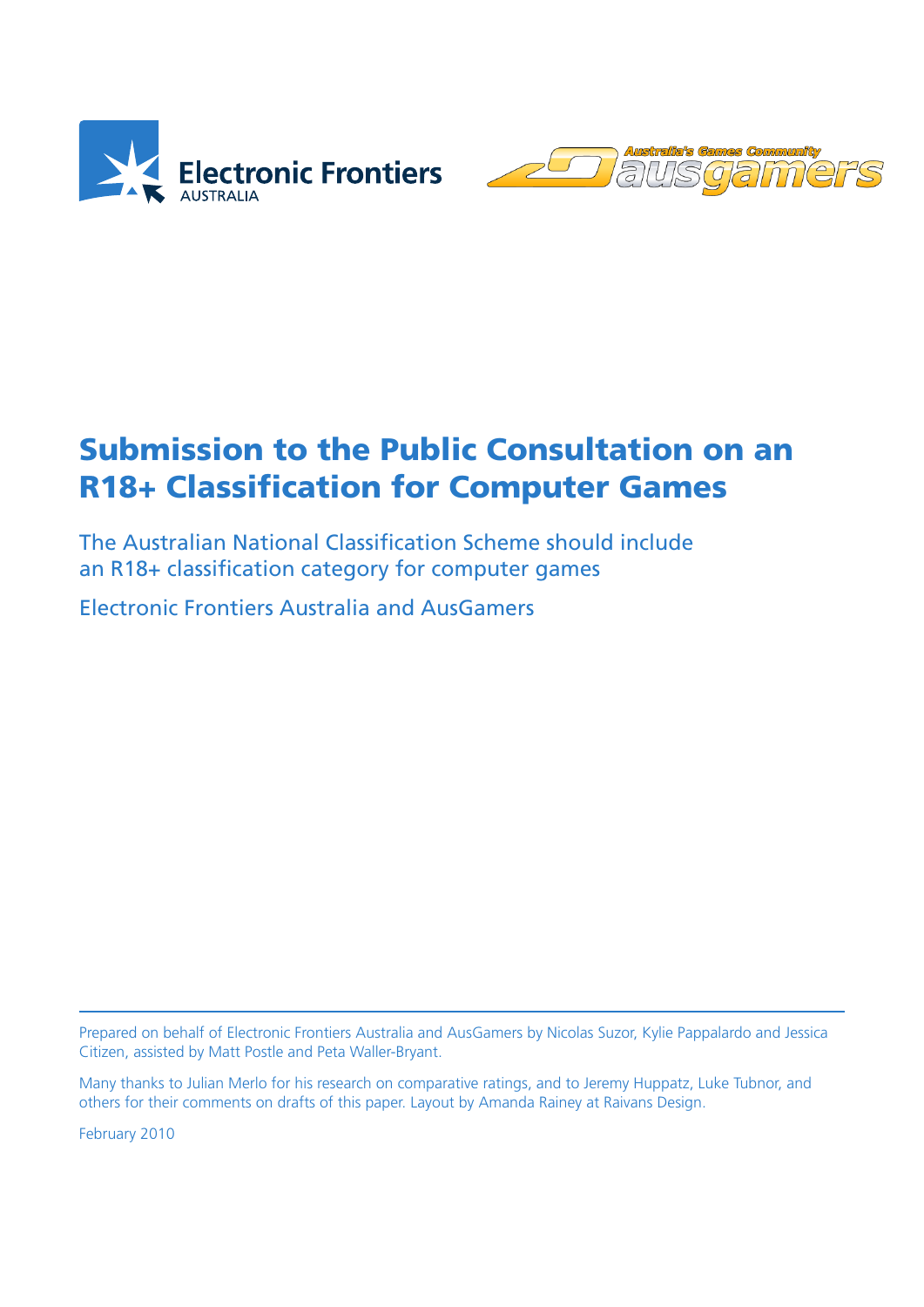Electronic Frontiers AUSTRALIA

Australia's Games Community ausgamers

# Submission to the Public Consultation on an R18+ Classification for Computer Games

## The Australian National Classification Scheme should include an R18+ classification category for computer games

Electronic Frontiers Australia and AusGamers

Prepared on behalf of Electronic Frontiers Australia and AusGamers by Nicolas Suzor, Kylie Pappalardo and Jessica Citizen, assisted by Matt Postle and Peta Waller-Bryant.

Many thanks to Julian Merlo for his research on comparative ratings, and to Jeremy Huppatz, Luke Tubnor, and others for their comments on drafts of this paper. Layout by Amanda Rainey at Raivans Design.

February 2010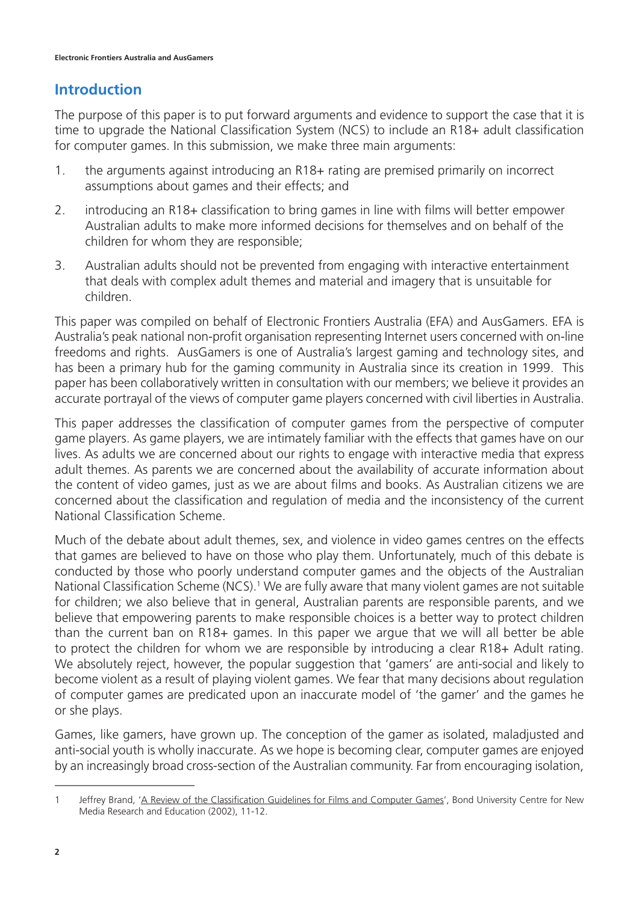## Introduction

The purpose of this paper is to put forward arguments and evidence to support the case that it is time to upgrade the National Classification System (NCS) to include an R18+ adult classification for computer games. In this submission, we make three main arguments:

1. the arguments against introducing an R18+ rating are premised primarily on incorrect assumptions about games and their effects; and
2. introducing an R18+ classification to bring games in line with films will better empower Australian adults to make more informed decisions for themselves and on behalf of the children for whom they are responsible;
3. Australian adults should not be prevented from engaging with interactive entertainment that deals with complex adult themes and material and imagery that is unsuitable for children.

This paper was compiled on behalf of Electronic Frontiers Australia (EFA) and AusGamers. EFA is Australia's peak national non-profit organisation representing Internet users concerned with on-line freedoms and rights. AusGamers is one of Australia's largest gaming and technology sites, and has been a primary hub for the gaming community in Australia since its creation in 1999. This paper has been collaboratively written in consultation with our members; we believe it provides an accurate portrayal of the views of computer game players concerned with civil liberties in Australia.

This paper addresses the classification of computer games from the perspective of computer game players. As game players, we are intimately familiar with the effects that games have on our lives. As adults we are concerned about our rights to engage with interactive media that express adult themes. As parents we are concerned about the availability of accurate information about the content of video games, just as we are about films and books. As Australian citizens we are concerned about the classification and regulation of media and the inconsistency of the current National Classification Scheme.

Much of the debate about adult themes, sex, and violence in video games centres on the effects that games are believed to have on those who play them. Unfortunately, much of this debate is conducted by those who poorly understand computer games and the objects of the Australian National Classification Scheme (NCS).[1] We are fully aware that many violent games are not suitable for children; we also believe that in general, Australian parents are responsible parents, and we believe that empowering parents to make responsible choices is a better way to protect children than the current ban on R18+ games. In this paper we argue that we will all better be able to protect the children for whom we are responsible by introducing a clear R18+ Adult rating. We absolutely reject, however, the popular suggestion that 'gamers' are anti-social and likely to become violent as a result of playing violent games. We fear that many decisions about regulation of computer games are predicated upon an inaccurate model of 'the gamer' and the games he or she plays.

Games, like gamers, have grown up. The conception of the gamer as isolated, maladjusted and anti-social youth is wholly inaccurate. As we hope is becoming clear, computer games are enjoyed by an increasingly broad cross-section of the Australian community. Far from encouraging isolation,

---

[1] Jeffrey Brand, 'A Review of the Classification Guidelines for Films and Computer Games', Bond University Centre for New Media Research and Education (2002), 11-12.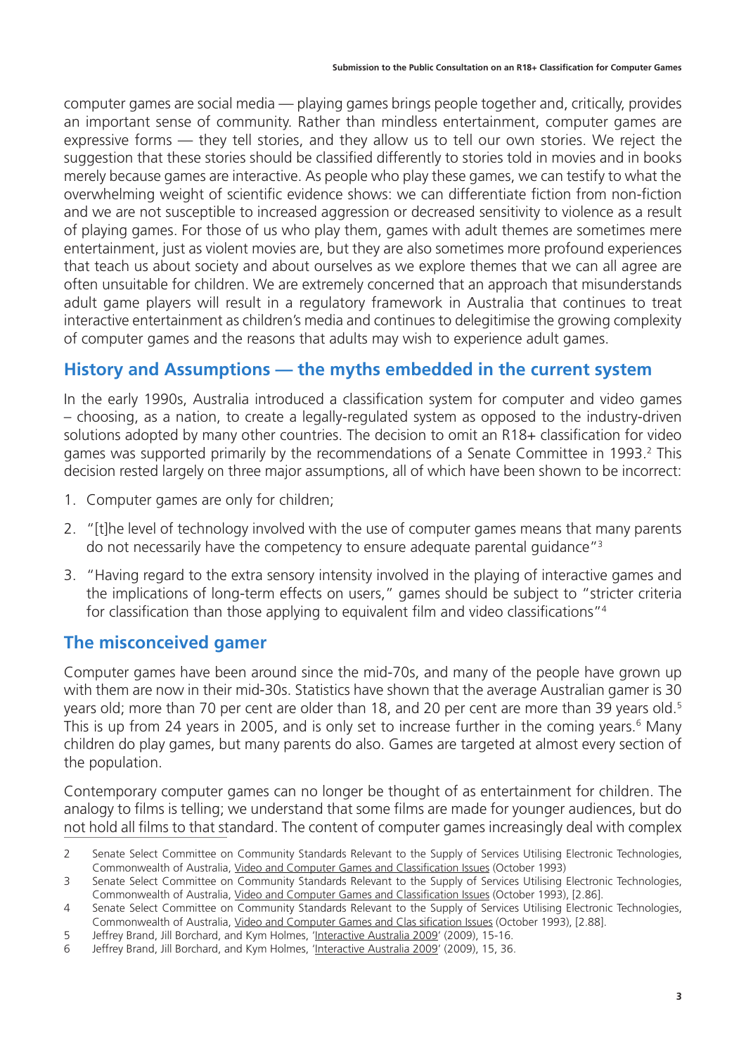computer games are social media — playing games brings people together and, critically, provides an important sense of community. Rather than mindless entertainment, computer games are expressive forms — they tell stories, and they allow us to tell our own stories. We reject the suggestion that these stories should be classified differently to stories told in movies and in books merely because games are interactive. As people who play these games, we can testify to what the overwhelming weight of scientific evidence shows: we can differentiate fiction from non-fiction and we are not susceptible to increased aggression or decreased sensitivity to violence as a result of playing games. For those of us who play them, games with adult themes are sometimes mere entertainment, just as violent movies are, but they are also sometimes more profound experiences that teach us about society and about ourselves as we explore themes that we can all agree are often unsuitable for children. We are extremely concerned that an approach that misunderstands adult game players will result in a regulatory framework in Australia that continues to treat interactive entertainment as children's media and continues to delegitimise the growing complexity of computer games and the reasons that adults may wish to experience adult games.

## History and Assumptions — the myths embedded in the current system

In the early 1990s, Australia introduced a classification system for computer and video games – choosing, as a nation, to create a legally-regulated system as opposed to the industry-driven solutions adopted by many other countries. The decision to omit an R18+ classification for video games was supported primarily by the recommendations of a Senate Committee in 1993.[2] This decision rested largely on three major assumptions, all of which have been shown to be incorrect:

1. Computer games are only for children;
2. "[t]he level of technology involved with the use of computer games means that many parents do not necessarily have the competency to ensure adequate parental guidance"[3]
3. "Having regard to the extra sensory intensity involved in the playing of interactive games and the implications of long-term effects on users," games should be subject to "stricter criteria for classification than those applying to equivalent film and video classifications"[4]

## The misconceived gamer

Computer games have been around since the mid-70s, and many of the people have grown up with them are now in their mid-30s. Statistics have shown that the average Australian gamer is 30 years old; more than 70 per cent are older than 18, and 20 per cent are more than 39 years old.[5] This is up from 24 years in 2005, and is only set to increase further in the coming years.[6] Many children do play games, but many parents do also. Games are targeted at almost every section of the population.

Contemporary computer games can no longer be thought of as entertainment for children. The analogy to films is telling; we understand that some films are made for younger audiences, but do not hold all films to that standard. The content of computer games increasingly deal with complex

---

2 Senate Select Committee on Community Standards Relevant to the Supply of Services Utilising Electronic Technologies, Commonwealth of Australia, Video and Computer Games and Classification Issues (October 1993)

3 Senate Select Committee on Community Standards Relevant to the Supply of Services Utilising Electronic Technologies, Commonwealth of Australia, Video and Computer Games and Classification Issues (October 1993), [2.86].

4 Senate Select Committee on Community Standards Relevant to the Supply of Services Utilising Electronic Technologies, Commonwealth of Australia, Video and Computer Games and Clas sification Issues (October 1993), [2.88].

5 Jeffrey Brand, Jill Borchard, and Kym Holmes, 'Interactive Australia 2009' (2009), 15-16.

6 Jeffrey Brand, Jill Borchard, and Kym Holmes, 'Interactive Australia 2009' (2009), 15, 36.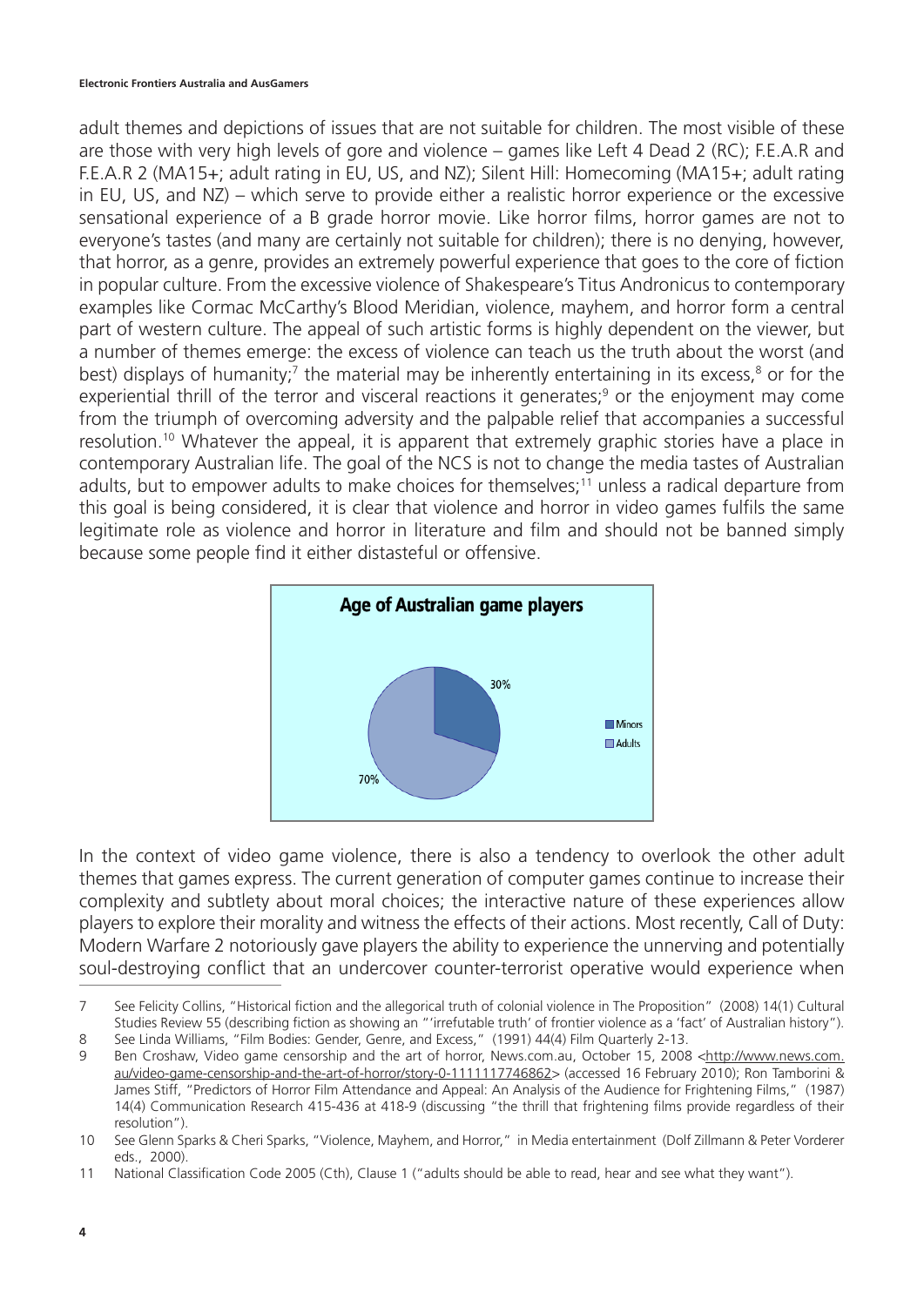adult themes and depictions of issues that are not suitable for children. The most visible of these are those with very high levels of gore and violence – games like Left 4 Dead 2 (RC); F.E.A.R and F.E.A.R 2 (MA15+; adult rating in EU, US, and NZ); Silent Hill: Homecoming (MA15+; adult rating in EU, US, and NZ) – which serve to provide either a realistic horror experience or the excessive sensational experience of a B grade horror movie. Like horror films, horror games are not to everyone's tastes (and many are certainly not suitable for children); there is no denying, however, that horror, as a genre, provides an extremely powerful experience that goes to the core of fiction in popular culture. From the excessive violence of Shakespeare's Titus Andronicus to contemporary examples like Cormac McCarthy's Blood Meridian, violence, mayhem, and horror form a central part of western culture. The appeal of such artistic forms is highly dependent on the viewer, but a number of themes emerge: the excess of violence can teach us the truth about the worst (and best) displays of humanity;[7] the material may be inherently entertaining in its excess,[8] or for the experiential thrill of the terror and visceral reactions it generates;[9] or the enjoyment may come from the triumph of overcoming adversity and the palpable relief that accompanies a successful resolution.[10] Whatever the appeal, it is apparent that extremely graphic stories have a place in contemporary Australian life. The goal of the NCS is not to change the media tastes of Australian adults, but to empower adults to make choices for themselves;[11] unless a radical departure from this goal is being considered, it is clear that violence and horror in video games fulfils the same legitimate role as violence and horror in literature and film and should not be banned simply because some people find it either distasteful or offensive.

**Age of Australian game players**

| | |
|---|---|
| Minors | 30% |
| Adults | 70% |

In the context of video game violence, there is also a tendency to overlook the other adult themes that games express. The current generation of computer games continue to increase their complexity and subtlety about moral choices; the interactive nature of these experiences allow players to explore their morality and witness the effects of their actions. Most recently, Call of Duty: Modern Warfare 2 notoriously gave players the ability to experience the unnerving and potentially soul-destroying conflict that an undercover counter-terrorist operative would experience when

---

7 See Felicity Collins, "Historical fiction and the allegorical truth of colonial violence in The Proposition" (2008) 14(1) Cultural Studies Review 55 (describing fiction as showing an "'irrefutable truth' of frontier violence as a 'fact' of Australian history").

8 See Linda Williams, "Film Bodies: Gender, Genre, and Excess," (1991) 44(4) Film Quarterly 2-13.

9 Ben Croshaw, Video game censorship and the art of horror, News.com.au, October 15, 2008 <http://www.news.com.au/video-game-censorship-and-the-art-of-horror/story-0-1111117746862> (accessed 16 February 2010); Ron Tamborini & James Stiff, "Predictors of Horror Film Attendance and Appeal: An Analysis of the Audience for Frightening Films," (1987) 14(4) Communication Research 415-436 at 418-9 (discussing "the thrill that frightening films provide regardless of their resolution").

10 See Glenn Sparks & Cheri Sparks, "Violence, Mayhem, and Horror," in Media entertainment (Dolf Zillmann & Peter Vorderer eds., 2000).

11 National Classification Code 2005 (Cth), Clause 1 ("adults should be able to read, hear and see what they want").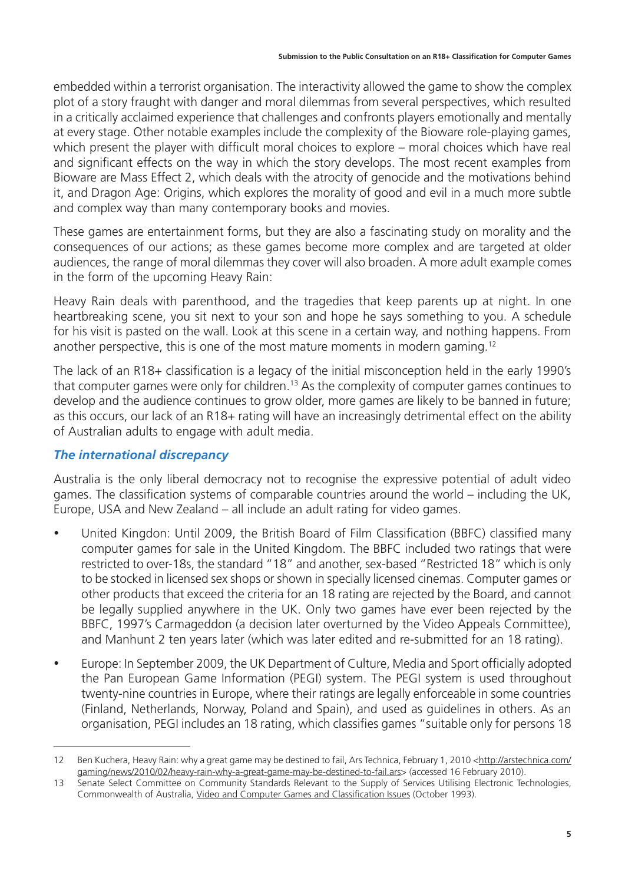embedded within a terrorist organisation. The interactivity allowed the game to show the complex plot of a story fraught with danger and moral dilemmas from several perspectives, which resulted in a critically acclaimed experience that challenges and confronts players emotionally and mentally at every stage. Other notable examples include the complexity of the Bioware role-playing games, which present the player with difficult moral choices to explore – moral choices which have real and significant effects on the way in which the story develops. The most recent examples from Bioware are Mass Effect 2, which deals with the atrocity of genocide and the motivations behind it, and Dragon Age: Origins, which explores the morality of good and evil in a much more subtle and complex way than many contemporary books and movies.

These games are entertainment forms, but they are also a fascinating study on morality and the consequences of our actions; as these games become more complex and are targeted at older audiences, the range of moral dilemmas they cover will also broaden. A more adult example comes in the form of the upcoming Heavy Rain:

Heavy Rain deals with parenthood, and the tragedies that keep parents up at night. In one heartbreaking scene, you sit next to your son and hope he says something to you. A schedule for his visit is pasted on the wall. Look at this scene in a certain way, and nothing happens. From another perspective, this is one of the most mature moments in modern gaming.[12]

The lack of an R18+ classification is a legacy of the initial misconception held in the early 1990's that computer games were only for children.[13] As the complexity of computer games continues to develop and the audience continues to grow older, more games are likely to be banned in future; as this occurs, our lack of an R18+ rating will have an increasingly detrimental effect on the ability of Australian adults to engage with adult media.

### *The international discrepancy*

Australia is the only liberal democracy not to recognise the expressive potential of adult video games. The classification systems of comparable countries around the world – including the UK, Europe, USA and New Zealand – all include an adult rating for video games.

- United Kingdon: Until 2009, the British Board of Film Classification (BBFC) classified many computer games for sale in the United Kingdom. The BBFC included two ratings that were restricted to over-18s, the standard "18" and another, sex-based "Restricted 18" which is only to be stocked in licensed sex shops or shown in specially licensed cinemas. Computer games or other products that exceed the criteria for an 18 rating are rejected by the Board, and cannot be legally supplied anywhere in the UK. Only two games have ever been rejected by the BBFC, 1997's Carmageddon (a decision later overturned by the Video Appeals Committee), and Manhunt 2 ten years later (which was later edited and re-submitted for an 18 rating).
- Europe: In September 2009, the UK Department of Culture, Media and Sport officially adopted the Pan European Game Information (PEGI) system. The PEGI system is used throughout twenty-nine countries in Europe, where their ratings are legally enforceable in some countries (Finland, Netherlands, Norway, Poland and Spain), and used as guidelines in others. As an organisation, PEGI includes an 18 rating, which classifies games "suitable only for persons 18

---

12 Ben Kuchera, Heavy Rain: why a great game may be destined to fail, Ars Technica, February 1, 2010 <http://arstechnica.com/gaming/news/2010/02/heavy-rain-why-a-great-game-may-be-destined-to-fail.ars> (accessed 16 February 2010).

13 Senate Select Committee on Community Standards Relevant to the Supply of Services Utilising Electronic Technologies, Commonwealth of Australia, Video and Computer Games and Classification Issues (October 1993).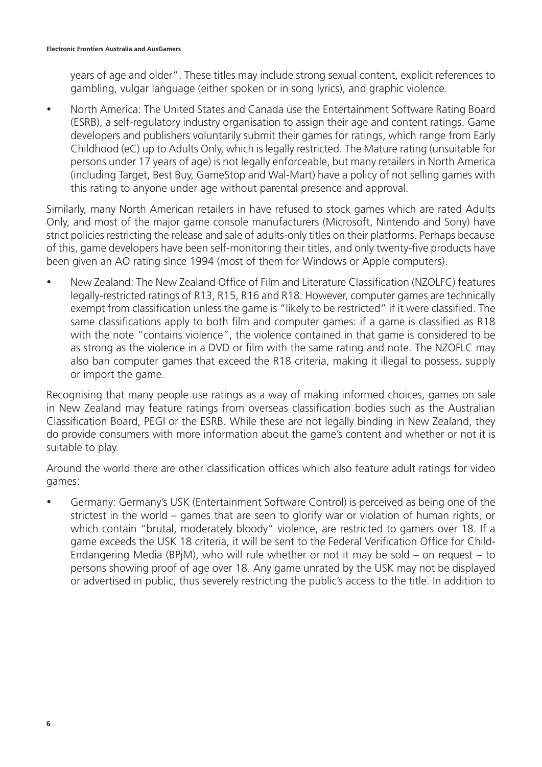years of age and older". These titles may include strong sexual content, explicit references to gambling, vulgar language (either spoken or in song lyrics), and graphic violence.

- North America: The United States and Canada use the Entertainment Software Rating Board (ESRB), a self-regulatory industry organisation to assign their age and content ratings. Game developers and publishers voluntarily submit their games for ratings, which range from Early Childhood (eC) up to Adults Only, which is legally restricted. The Mature rating (unsuitable for persons under 17 years of age) is not legally enforceable, but many retailers in North America (including Target, Best Buy, GameStop and Wal-Mart) have a policy of not selling games with this rating to anyone under age without parental presence and approval.

Similarly, many North American retailers in have refused to stock games which are rated Adults Only, and most of the major game console manufacturers (Microsoft, Nintendo and Sony) have strict policies restricting the release and sale of adults-only titles on their platforms. Perhaps because of this, game developers have been self-monitoring their titles, and only twenty-five products have been given an AO rating since 1994 (most of them for Windows or Apple computers).

- New Zealand: The New Zealand Office of Film and Literature Classification (NZOLFC) features legally-restricted ratings of R13, R15, R16 and R18. However, computer games are technically exempt from classification unless the game is "likely to be restricted" if it were classified. The same classifications apply to both film and computer games: if a game is classified as R18 with the note "contains violence", the violence contained in that game is considered to be as strong as the violence in a DVD or film with the same rating and note. The NZOFLC may also ban computer games that exceed the R18 criteria, making it illegal to possess, supply or import the game.

Recognising that many people use ratings as a way of making informed choices, games on sale in New Zealand may feature ratings from overseas classification bodies such as the Australian Classification Board, PEGI or the ESRB. While these are not legally binding in New Zealand, they do provide consumers with more information about the game's content and whether or not it is suitable to play.

Around the world there are other classification offices which also feature adult ratings for video games:

- Germany: Germany's USK (Entertainment Software Control) is perceived as being one of the strictest in the world – games that are seen to glorify war or violation of human rights, or which contain "brutal, moderately bloody" violence, are restricted to gamers over 18. If a game exceeds the USK 18 criteria, it will be sent to the Federal Verification Office for Child-Endangering Media (BPjM), who will rule whether or not it may be sold – on request – to persons showing proof of age over 18. Any game unrated by the USK may not be displayed or advertised in public, thus severely restricting the public's access to the title. In addition to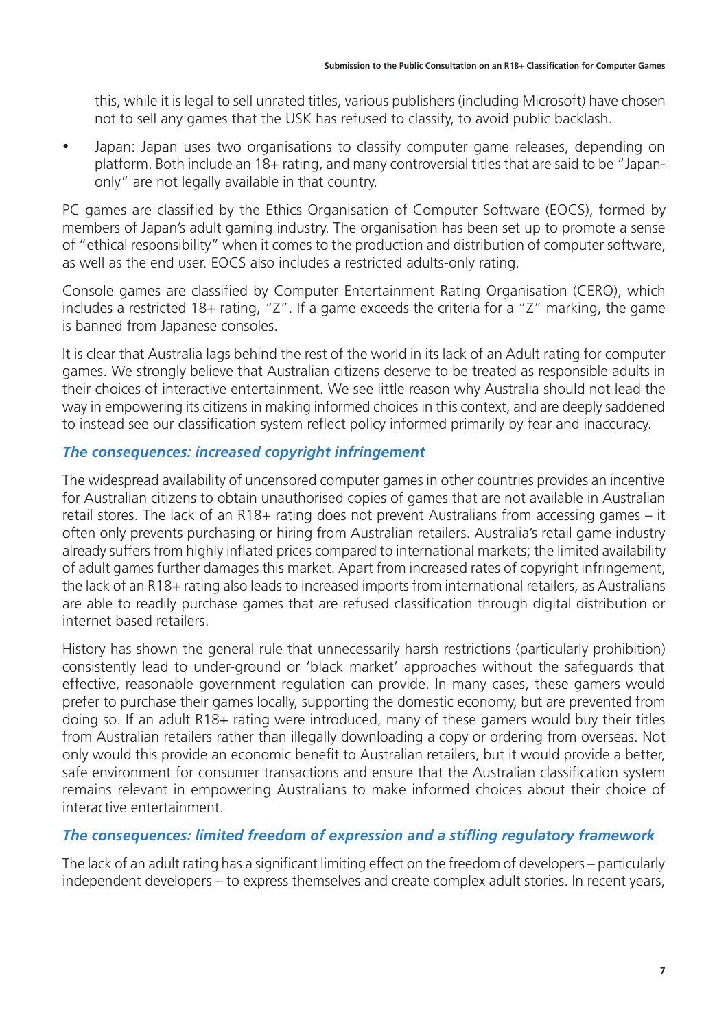this, while it is legal to sell unrated titles, various publishers (including Microsoft) have chosen not to sell any games that the USK has refused to classify, to avoid public backlash.

- Japan: Japan uses two organisations to classify computer game releases, depending on platform. Both include an 18+ rating, and many controversial titles that are said to be "Japan-only" are not legally available in that country.

PC games are classified by the Ethics Organisation of Computer Software (EOCS), formed by members of Japan's adult gaming industry. The organisation has been set up to promote a sense of "ethical responsibility" when it comes to the production and distribution of computer software, as well as the end user. EOCS also includes a restricted adults-only rating.

Console games are classified by Computer Entertainment Rating Organisation (CERO), which includes a restricted 18+ rating, "Z". If a game exceeds the criteria for a "Z" marking, the game is banned from Japanese consoles.

It is clear that Australia lags behind the rest of the world in its lack of an Adult rating for computer games. We strongly believe that Australian citizens deserve to be treated as responsible adults in their choices of interactive entertainment. We see little reason why Australia should not lead the way in empowering its citizens in making informed choices in this context, and are deeply saddened to instead see our classification system reflect policy informed primarily by fear and inaccuracy.

### *The consequences: increased copyright infringement*

The widespread availability of uncensored computer games in other countries provides an incentive for Australian citizens to obtain unauthorised copies of games that are not available in Australian retail stores. The lack of an R18+ rating does not prevent Australians from accessing games – it often only prevents purchasing or hiring from Australian retailers. Australia's retail game industry already suffers from highly inflated prices compared to international markets; the limited availability of adult games further damages this market. Apart from increased rates of copyright infringement, the lack of an R18+ rating also leads to increased imports from international retailers, as Australians are able to readily purchase games that are refused classification through digital distribution or internet based retailers.

History has shown the general rule that unnecessarily harsh restrictions (particularly prohibition) consistently lead to under-ground or 'black market' approaches without the safeguards that effective, reasonable government regulation can provide. In many cases, these gamers would prefer to purchase their games locally, supporting the domestic economy, but are prevented from doing so. If an adult R18+ rating were introduced, many of these gamers would buy their titles from Australian retailers rather than illegally downloading a copy or ordering from overseas. Not only would this provide an economic benefit to Australian retailers, but it would provide a better, safe environment for consumer transactions and ensure that the Australian classification system remains relevant in empowering Australians to make informed choices about their choice of interactive entertainment.

### *The consequences: limited freedom of expression and a stifling regulatory framework*

The lack of an adult rating has a significant limiting effect on the freedom of developers – particularly independent developers – to express themselves and create complex adult stories. In recent years,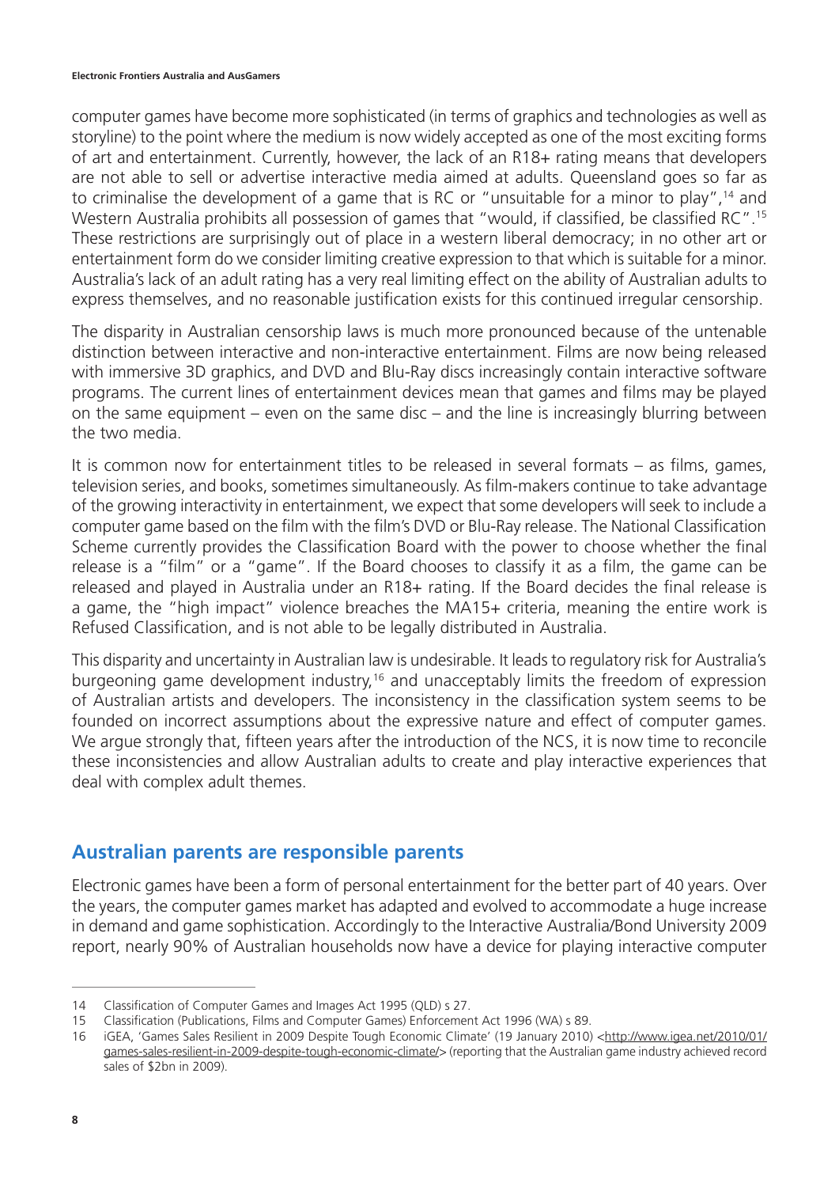computer games have become more sophisticated (in terms of graphics and technologies as well as storyline) to the point where the medium is now widely accepted as one of the most exciting forms of art and entertainment. Currently, however, the lack of an R18+ rating means that developers are not able to sell or advertise interactive media aimed at adults. Queensland goes so far as to criminalise the development of a game that is RC or "unsuitable for a minor to play",[14] and Western Australia prohibits all possession of games that "would, if classified, be classified RC".[15] These restrictions are surprisingly out of place in a western liberal democracy; in no other art or entertainment form do we consider limiting creative expression to that which is suitable for a minor. Australia's lack of an adult rating has a very real limiting effect on the ability of Australian adults to express themselves, and no reasonable justification exists for this continued irregular censorship.

The disparity in Australian censorship laws is much more pronounced because of the untenable distinction between interactive and non-interactive entertainment. Films are now being released with immersive 3D graphics, and DVD and Blu-Ray discs increasingly contain interactive software programs. The current lines of entertainment devices mean that games and films may be played on the same equipment – even on the same disc – and the line is increasingly blurring between the two media.

It is common now for entertainment titles to be released in several formats – as films, games, television series, and books, sometimes simultaneously. As film-makers continue to take advantage of the growing interactivity in entertainment, we expect that some developers will seek to include a computer game based on the film with the film's DVD or Blu-Ray release. The National Classification Scheme currently provides the Classification Board with the power to choose whether the final release is a "film" or a "game". If the Board chooses to classify it as a film, the game can be released and played in Australia under an R18+ rating. If the Board decides the final release is a game, the "high impact" violence breaches the MA15+ criteria, meaning the entire work is Refused Classification, and is not able to be legally distributed in Australia.

This disparity and uncertainty in Australian law is undesirable. It leads to regulatory risk for Australia's burgeoning game development industry,[16] and unacceptably limits the freedom of expression of Australian artists and developers. The inconsistency in the classification system seems to be founded on incorrect assumptions about the expressive nature and effect of computer games. We argue strongly that, fifteen years after the introduction of the NCS, it is now time to reconcile these inconsistencies and allow Australian adults to create and play interactive experiences that deal with complex adult themes.

## Australian parents are responsible parents

Electronic games have been a form of personal entertainment for the better part of 40 years. Over the years, the computer games market has adapted and evolved to accommodate a huge increase in demand and game sophistication. Accordingly to the Interactive Australia/Bond University 2009 report, nearly 90% of Australian households now have a device for playing interactive computer

---

14 Classification of Computer Games and Images Act 1995 (QLD) s 27.

15 Classification (Publications, Films and Computer Games) Enforcement Act 1996 (WA) s 89.

16 iGEA, 'Games Sales Resilient in 2009 Despite Tough Economic Climate' (19 January 2010) <http://www.igea.net/2010/01/games-sales-resilient-in-2009-despite-tough-economic-climate/> (reporting that the Australian game industry achieved record sales of $2bn in 2009).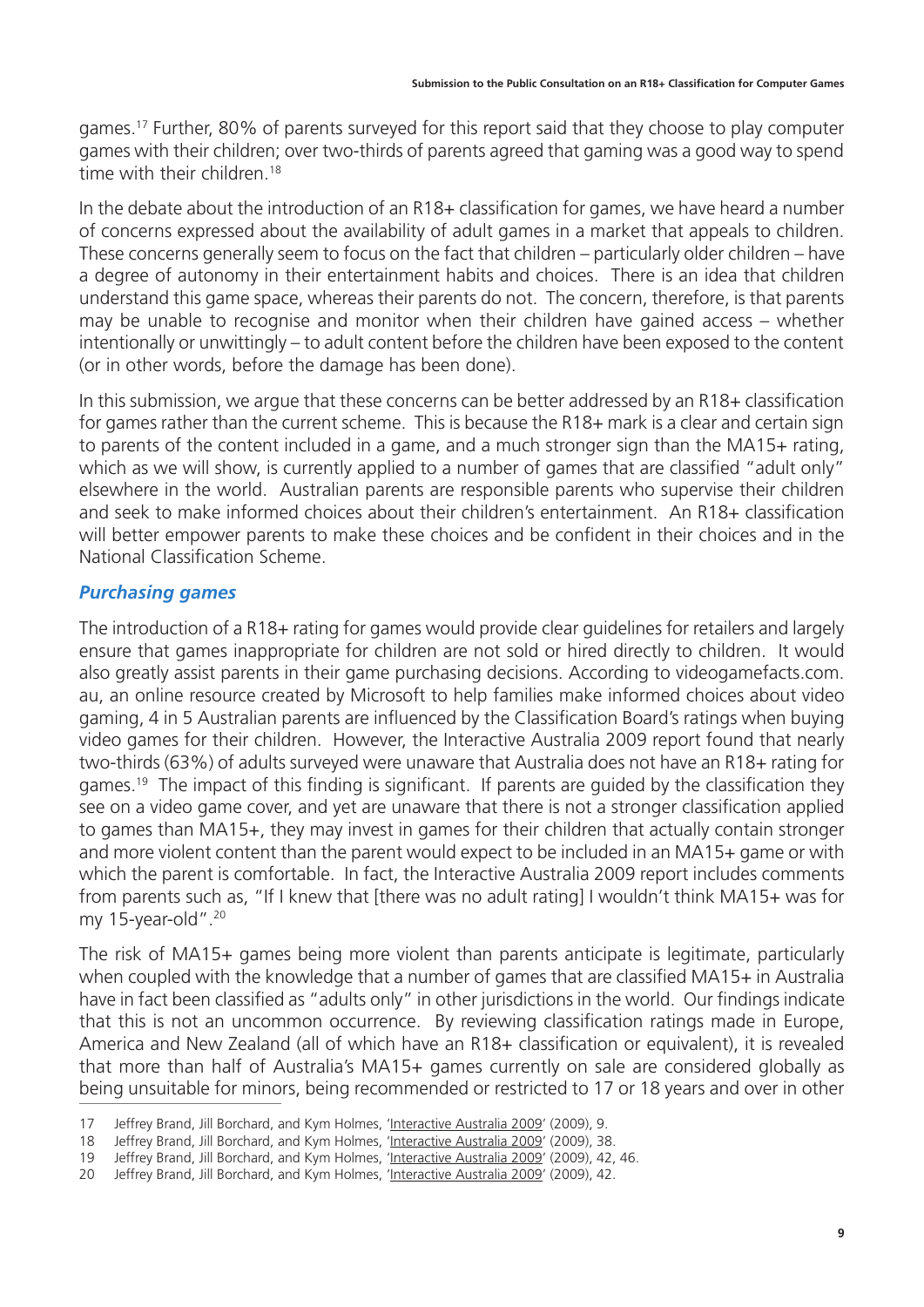games.[17] Further, 80% of parents surveyed for this report said that they choose to play computer games with their children; over two-thirds of parents agreed that gaming was a good way to spend time with their children.[18]

In the debate about the introduction of an R18+ classification for games, we have heard a number of concerns expressed about the availability of adult games in a market that appeals to children. These concerns generally seem to focus on the fact that children – particularly older children – have a degree of autonomy in their entertainment habits and choices. There is an idea that children understand this game space, whereas their parents do not. The concern, therefore, is that parents may be unable to recognise and monitor when their children have gained access – whether intentionally or unwittingly – to adult content before the children have been exposed to the content (or in other words, before the damage has been done).

In this submission, we argue that these concerns can be better addressed by an R18+ classification for games rather than the current scheme. This is because the R18+ mark is a clear and certain sign to parents of the content included in a game, and a much stronger sign than the MA15+ rating, which as we will show, is currently applied to a number of games that are classified "adult only" elsewhere in the world. Australian parents are responsible parents who supervise their children and seek to make informed choices about their children's entertainment. An R18+ classification will better empower parents to make these choices and be confident in their choices and in the National Classification Scheme.

### *Purchasing games*

The introduction of a R18+ rating for games would provide clear guidelines for retailers and largely ensure that games inappropriate for children are not sold or hired directly to children. It would also greatly assist parents in their game purchasing decisions. According to videogamefacts.com.au, an online resource created by Microsoft to help families make informed choices about video gaming, 4 in 5 Australian parents are influenced by the Classification Board's ratings when buying video games for their children. However, the Interactive Australia 2009 report found that nearly two-thirds (63%) of adults surveyed were unaware that Australia does not have an R18+ rating for games.[19] The impact of this finding is significant. If parents are guided by the classification they see on a video game cover, and yet are unaware that there is not a stronger classification applied to games than MA15+, they may invest in games for their children that actually contain stronger and more violent content than the parent would expect to be included in an MA15+ game or with which the parent is comfortable. In fact, the Interactive Australia 2009 report includes comments from parents such as, "If I knew that [there was no adult rating] I wouldn't think MA15+ was for my 15-year-old".[20]

The risk of MA15+ games being more violent than parents anticipate is legitimate, particularly when coupled with the knowledge that a number of games that are classified MA15+ in Australia have in fact been classified as "adults only" in other jurisdictions in the world. Our findings indicate that this is not an uncommon occurrence. By reviewing classification ratings made in Europe, America and New Zealand (all of which have an R18+ classification or equivalent), it is revealed that more than half of Australia's MA15+ games currently on sale are considered globally as being unsuitable for minors, being recommended or restricted to 17 or 18 years and over in other

---

17 Jeffrey Brand, Jill Borchard, and Kym Holmes, 'Interactive Australia 2009' (2009), 9.

18 Jeffrey Brand, Jill Borchard, and Kym Holmes, 'Interactive Australia 2009' (2009), 38.

19 Jeffrey Brand, Jill Borchard, and Kym Holmes, 'Interactive Australia 2009' (2009), 42, 46.

20 Jeffrey Brand, Jill Borchard, and Kym Holmes, 'Interactive Australia 2009' (2009), 42.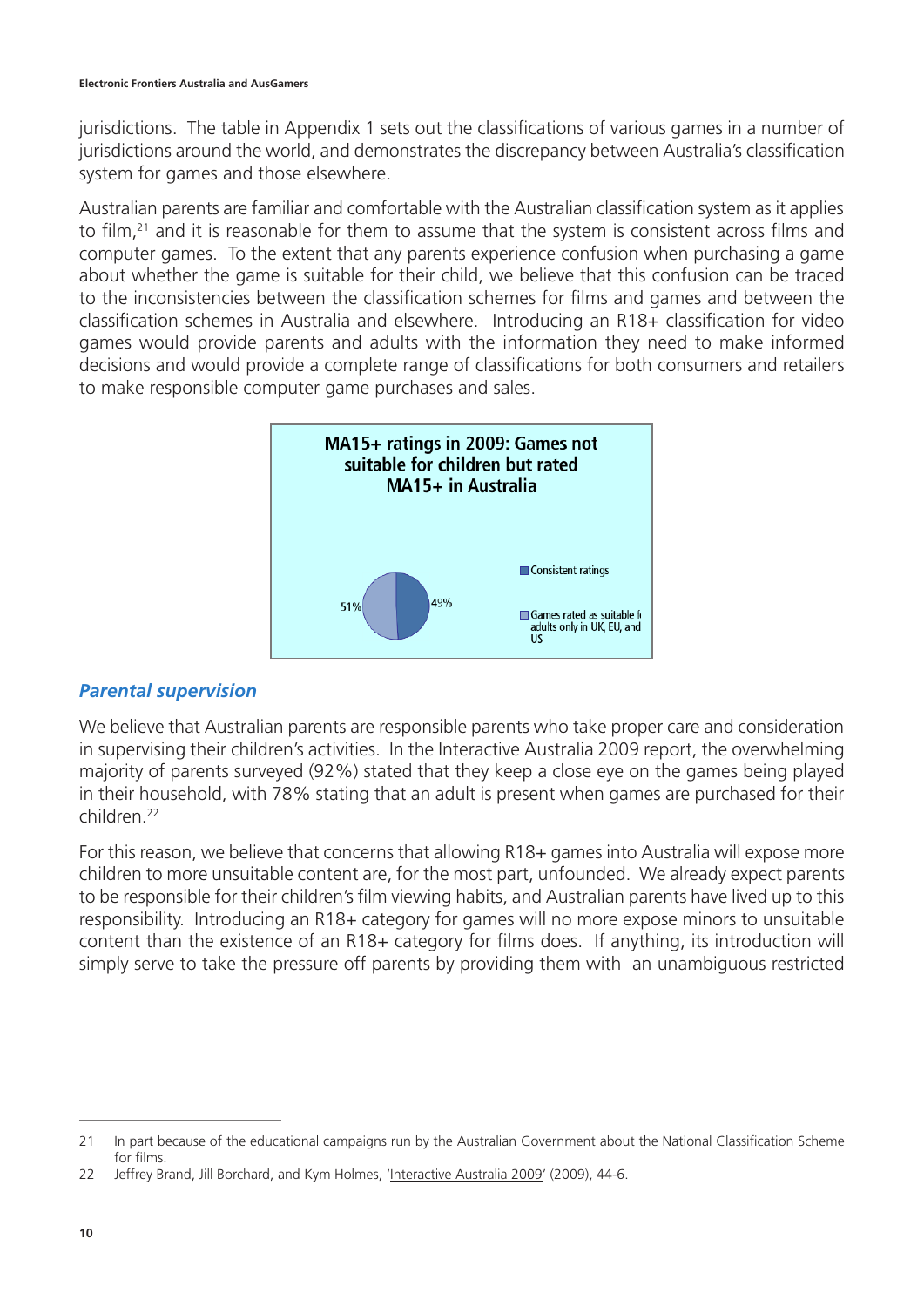jurisdictions. The table in Appendix 1 sets out the classifications of various games in a number of jurisdictions around the world, and demonstrates the discrepancy between Australia's classification system for games and those elsewhere.

Australian parents are familiar and comfortable with the Australian classification system as it applies to film,[21] and it is reasonable for them to assume that the system is consistent across films and computer games. To the extent that any parents experience confusion when purchasing a game about whether the game is suitable for their child, we believe that this confusion can be traced to the inconsistencies between the classification schemes for films and games and between the classification schemes in Australia and elsewhere. Introducing an R18+ classification for video games would provide parents and adults with the information they need to make informed decisions and would provide a complete range of classifications for both consumers and retailers to make responsible computer game purchases and sales.

**MA15+ ratings in 2009: Games not suitable for children but rated MA15+ in Australia**

| Category | Percentage |
|---|---|
| Consistent ratings | 49% |
| Games rated as suitable fi adults only in UK, EU, and US | 51% |

### *Parental supervision*

We believe that Australian parents are responsible parents who take proper care and consideration in supervising their children's activities. In the Interactive Australia 2009 report, the overwhelming majority of parents surveyed (92%) stated that they keep a close eye on the games being played in their household, with 78% stating that an adult is present when games are purchased for their children.[22]

For this reason, we believe that concerns that allowing R18+ games into Australia will expose more children to more unsuitable content are, for the most part, unfounded. We already expect parents to be responsible for their children's film viewing habits, and Australian parents have lived up to this responsibility. Introducing an R18+ category for games will no more expose minors to unsuitable content than the existence of an R18+ category for films does. If anything, its introduction will simply serve to take the pressure off parents by providing them with an unambiguous restricted

---

21 In part because of the educational campaigns run by the Australian Government about the National Classification Scheme for films.

22 Jeffrey Brand, Jill Borchard, and Kym Holmes, 'Interactive Australia 2009' (2009), 44-6.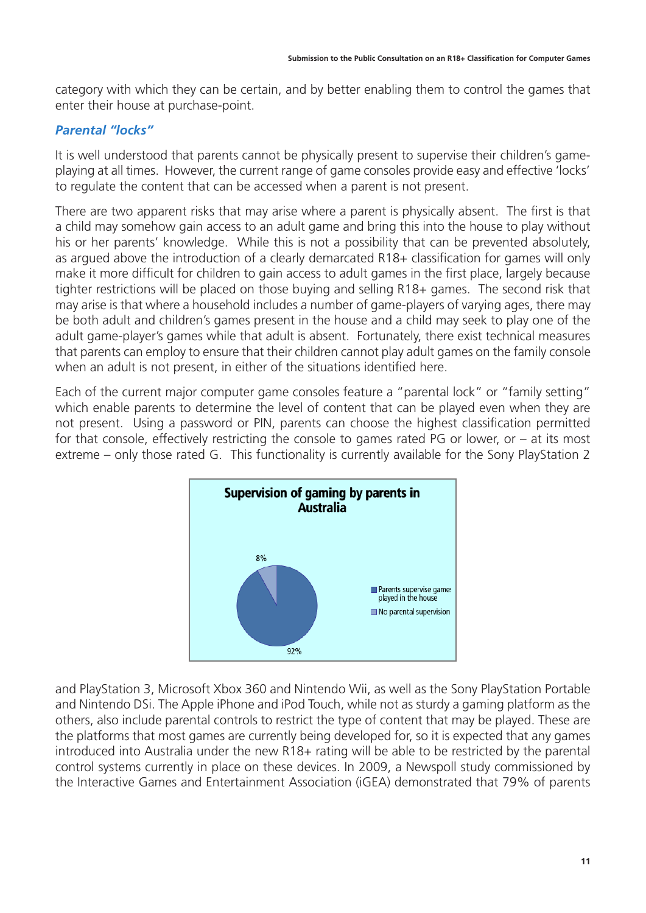category with which they can be certain, and by better enabling them to control the games that enter their house at purchase-point.

### *Parental "locks"*

It is well understood that parents cannot be physically present to supervise their children's game-playing at all times. However, the current range of game consoles provide easy and effective 'locks' to regulate the content that can be accessed when a parent is not present.

There are two apparent risks that may arise where a parent is physically absent. The first is that a child may somehow gain access to an adult game and bring this into the house to play without his or her parents' knowledge. While this is not a possibility that can be prevented absolutely, as argued above the introduction of a clearly demarcated R18+ classification for games will only make it more difficult for children to gain access to adult games in the first place, largely because tighter restrictions will be placed on those buying and selling R18+ games. The second risk that may arise is that where a household includes a number of game-players of varying ages, there may be both adult and children's games present in the house and a child may seek to play one of the adult game-player's games while that adult is absent. Fortunately, there exist technical measures that parents can employ to ensure that their children cannot play adult games on the family console when an adult is not present, in either of the situations identified here.

Each of the current major computer game consoles feature a "parental lock" or "family setting" which enable parents to determine the level of content that can be played even when they are not present. Using a password or PIN, parents can choose the highest classification permitted for that console, effectively restricting the console to games rated PG or lower, or – at its most extreme – only those rated G. This functionality is currently available for the Sony PlayStation 2 and PlayStation 3, Microsoft Xbox 360 and Nintendo Wii, as well as the Sony PlayStation Portable and Nintendo DSi. The Apple iPhone and iPod Touch, while not as sturdy a gaming platform as the others, also include parental controls to restrict the type of content that may be played. These are the platforms that most games are currently being developed for, so it is expected that any games introduced into Australia under the new R18+ rating will be able to be restricted by the parental control systems currently in place on these devices. In 2009, a Newspoll study commissioned by the Interactive Games and Entertainment Association (iGEA) demonstrated that 79% of parents

**Supervision of gaming by parents in Australia**

| Category | Percentage |
|---|---|
| Parents supervise games played in the house | 92% |
| No parental supervision | 8% |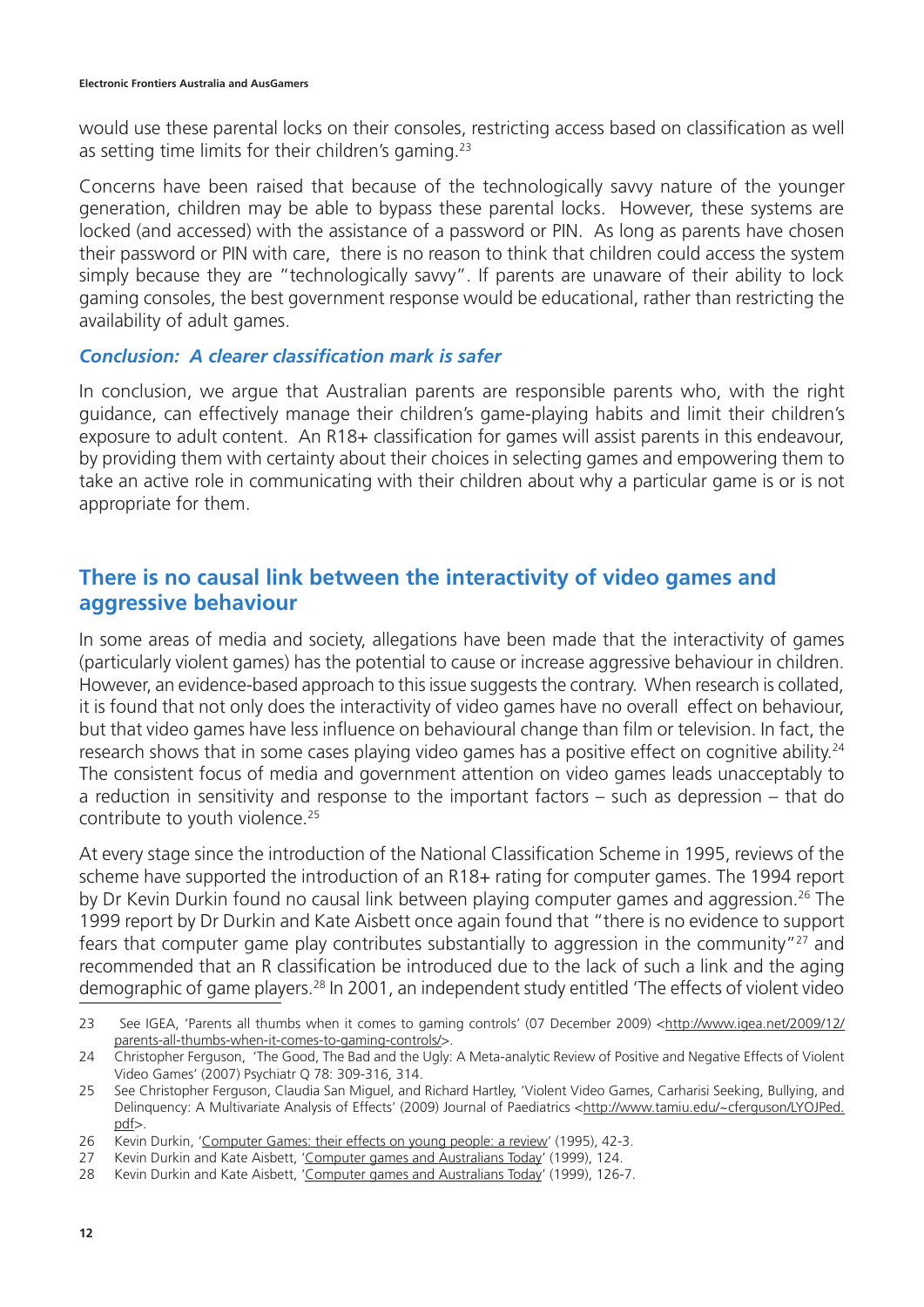would use these parental locks on their consoles, restricting access based on classification as well as setting time limits for their children's gaming.[23]

Concerns have been raised that because of the technologically savvy nature of the younger generation, children may be able to bypass these parental locks. However, these systems are locked (and accessed) with the assistance of a password or PIN. As long as parents have chosen their password or PIN with care, there is no reason to think that children could access the system simply because they are "technologically savvy". If parents are unaware of their ability to lock gaming consoles, the best government response would be educational, rather than restricting the availability of adult games.

### *Conclusion: A clearer classification mark is safer*

In conclusion, we argue that Australian parents are responsible parents who, with the right guidance, can effectively manage their children's game-playing habits and limit their children's exposure to adult content. An R18+ classification for games will assist parents in this endeavour, by providing them with certainty about their choices in selecting games and empowering them to take an active role in communicating with their children about why a particular game is or is not appropriate for them.

## There is no causal link between the interactivity of video games and aggressive behaviour

In some areas of media and society, allegations have been made that the interactivity of games (particularly violent games) has the potential to cause or increase aggressive behaviour in children. However, an evidence-based approach to this issue suggests the contrary. When research is collated, it is found that not only does the interactivity of video games have no overall effect on behaviour, but that video games have less influence on behavioural change than film or television. In fact, the research shows that in some cases playing video games has a positive effect on cognitive ability.[24] The consistent focus of media and government attention on video games leads unacceptably to a reduction in sensitivity and response to the important factors – such as depression – that do contribute to youth violence.[25]

At every stage since the introduction of the National Classification Scheme in 1995, reviews of the scheme have supported the introduction of an R18+ rating for computer games. The 1994 report by Dr Kevin Durkin found no causal link between playing computer games and aggression.[26] The 1999 report by Dr Durkin and Kate Aisbett once again found that "there is no evidence to support fears that computer game play contributes substantially to aggression in the community"[27] and recommended that an R classification be introduced due to the lack of such a link and the aging demographic of game players.[28] In 2001, an independent study entitled 'The effects of violent video

---

23 See IGEA, 'Parents all thumbs when it comes to gaming controls' (07 December 2009) <http://www.igea.net/2009/12/parents-all-thumbs-when-it-comes-to-gaming-controls/>.

24 Christopher Ferguson, 'The Good, The Bad and the Ugly: A Meta-analytic Review of Positive and Negative Effects of Violent Video Games' (2007) Psychiatr Q 78: 309-316, 314.

25 See Christopher Ferguson, Claudia San Miguel, and Richard Hartley, 'Violent Video Games, Carharisi Seeking, Bullying, and Delinquency: A Multivariate Analysis of Effects' (2009) Journal of Paediatrics <http://www.tamiu.edu/~cferguson/LYOJPed.pdf>.

26 Kevin Durkin, 'Computer Games: their effects on young people: a review' (1995), 42-3.

27 Kevin Durkin and Kate Aisbett, 'Computer games and Australians Today' (1999), 124.

28 Kevin Durkin and Kate Aisbett, 'Computer games and Australians Today' (1999), 126-7.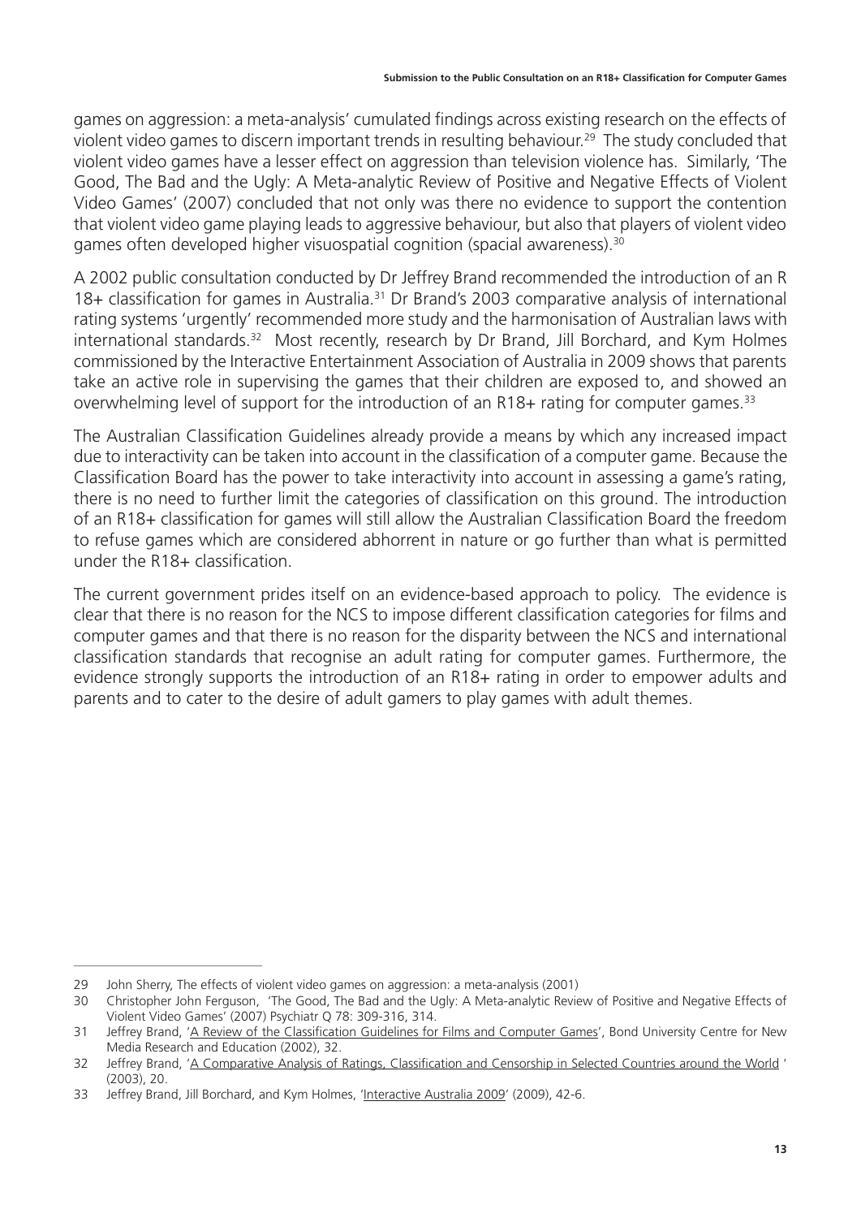games on aggression: a meta-analysis' cumulated findings across existing research on the effects of violent video games to discern important trends in resulting behaviour.[29] The study concluded that violent video games have a lesser effect on aggression than television violence has. Similarly, 'The Good, The Bad and the Ugly: A Meta-analytic Review of Positive and Negative Effects of Violent Video Games' (2007) concluded that not only was there no evidence to support the contention that violent video game playing leads to aggressive behaviour, but also that players of violent video games often developed higher visuospatial cognition (spacial awareness).[30]

A 2002 public consultation conducted by Dr Jeffrey Brand recommended the introduction of an R 18+ classification for games in Australia.[31] Dr Brand's 2003 comparative analysis of international rating systems 'urgently' recommended more study and the harmonisation of Australian laws with international standards.[32] Most recently, research by Dr Brand, Jill Borchard, and Kym Holmes commissioned by the Interactive Entertainment Association of Australia in 2009 shows that parents take an active role in supervising the games that their children are exposed to, and showed an overwhelming level of support for the introduction of an R18+ rating for computer games.[33]

The Australian Classification Guidelines already provide a means by which any increased impact due to interactivity can be taken into account in the classification of a computer game. Because the Classification Board has the power to take interactivity into account in assessing a game's rating, there is no need to further limit the categories of classification on this ground. The introduction of an R18+ classification for games will still allow the Australian Classification Board the freedom to refuse games which are considered abhorrent in nature or go further than what is permitted under the R18+ classification.

The current government prides itself on an evidence-based approach to policy. The evidence is clear that there is no reason for the NCS to impose different classification categories for films and computer games and that there is no reason for the disparity between the NCS and international classification standards that recognise an adult rating for computer games. Furthermore, the evidence strongly supports the introduction of an R18+ rating in order to empower adults and parents and to cater to the desire of adult gamers to play games with adult themes.

---

29 John Sherry, The effects of violent video games on aggression: a meta-analysis (2001)

30 Christopher John Ferguson, 'The Good, The Bad and the Ugly: A Meta-analytic Review of Positive and Negative Effects of Violent Video Games' (2007) Psychiatr Q 78: 309-316, 314.

31 Jeffrey Brand, 'A Review of the Classification Guidelines for Films and Computer Games', Bond University Centre for New Media Research and Education (2002), 32.

32 Jeffrey Brand, 'A Comparative Analysis of Ratings, Classification and Censorship in Selected Countries around the World ' (2003), 20.

33 Jeffrey Brand, Jill Borchard, and Kym Holmes, 'Interactive Australia 2009' (2009), 42-6.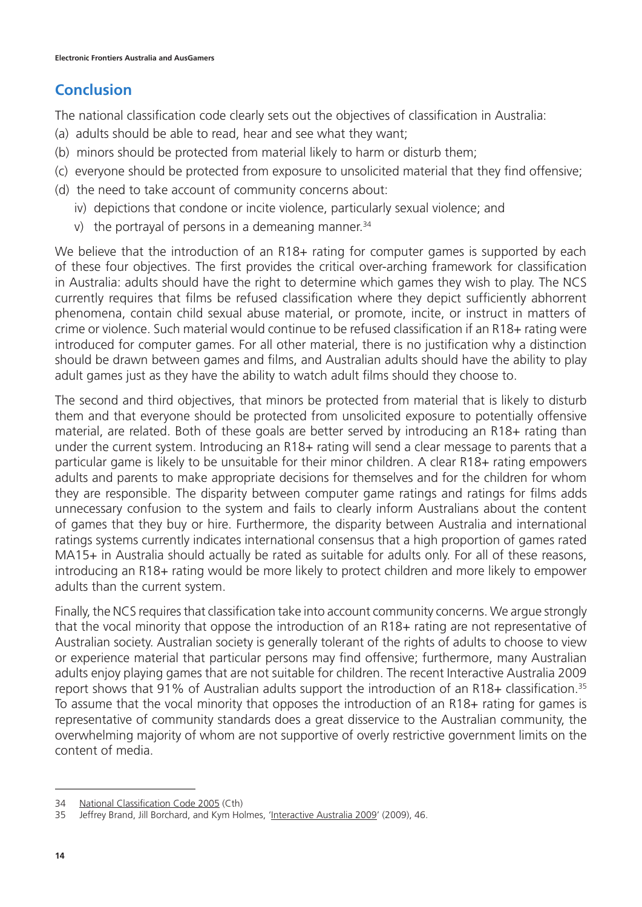## Conclusion

The national classification code clearly sets out the objectives of classification in Australia:

(a) adults should be able to read, hear and see what they want;

(b) minors should be protected from material likely to harm or disturb them;

(c) everyone should be protected from exposure to unsolicited material that they find offensive;

(d) the need to take account of community concerns about:

  iv) depictions that condone or incite violence, particularly sexual violence; and

  v) the portrayal of persons in a demeaning manner.[34]

We believe that the introduction of an R18+ rating for computer games is supported by each of these four objectives. The first provides the critical over-arching framework for classification in Australia: adults should have the right to determine which games they wish to play. The NCS currently requires that films be refused classification where they depict sufficiently abhorrent phenomena, contain child sexual abuse material, or promote, incite, or instruct in matters of crime or violence. Such material would continue to be refused classification if an R18+ rating were introduced for computer games. For all other material, there is no justification why a distinction should be drawn between games and films, and Australian adults should have the ability to play adult games just as they have the ability to watch adult films should they choose to.

The second and third objectives, that minors be protected from material that is likely to disturb them and that everyone should be protected from unsolicited exposure to potentially offensive material, are related. Both of these goals are better served by introducing an R18+ rating than under the current system. Introducing an R18+ rating will send a clear message to parents that a particular game is likely to be unsuitable for their minor children. A clear R18+ rating empowers adults and parents to make appropriate decisions for themselves and for the children for whom they are responsible. The disparity between computer game ratings and ratings for films adds unnecessary confusion to the system and fails to clearly inform Australians about the content of games that they buy or hire. Furthermore, the disparity between Australia and international ratings systems currently indicates international consensus that a high proportion of games rated MA15+ in Australia should actually be rated as suitable for adults only. For all of these reasons, introducing an R18+ rating would be more likely to protect children and more likely to empower adults than the current system.

Finally, the NCS requires that classification take into account community concerns. We argue strongly that the vocal minority that oppose the introduction of an R18+ rating are not representative of Australian society. Australian society is generally tolerant of the rights of adults to choose to view or experience material that particular persons may find offensive; furthermore, many Australian adults enjoy playing games that are not suitable for children. The recent Interactive Australia 2009 report shows that 91% of Australian adults support the introduction of an R18+ classification.[35] To assume that the vocal minority that opposes the introduction of an R18+ rating for games is representative of community standards does a great disservice to the Australian community, the overwhelming majority of whom are not supportive of overly restrictive government limits on the content of media.

---

34 National Classification Code 2005 (Cth)

35 Jeffrey Brand, Jill Borchard, and Kym Holmes, 'Interactive Australia 2009' (2009), 46.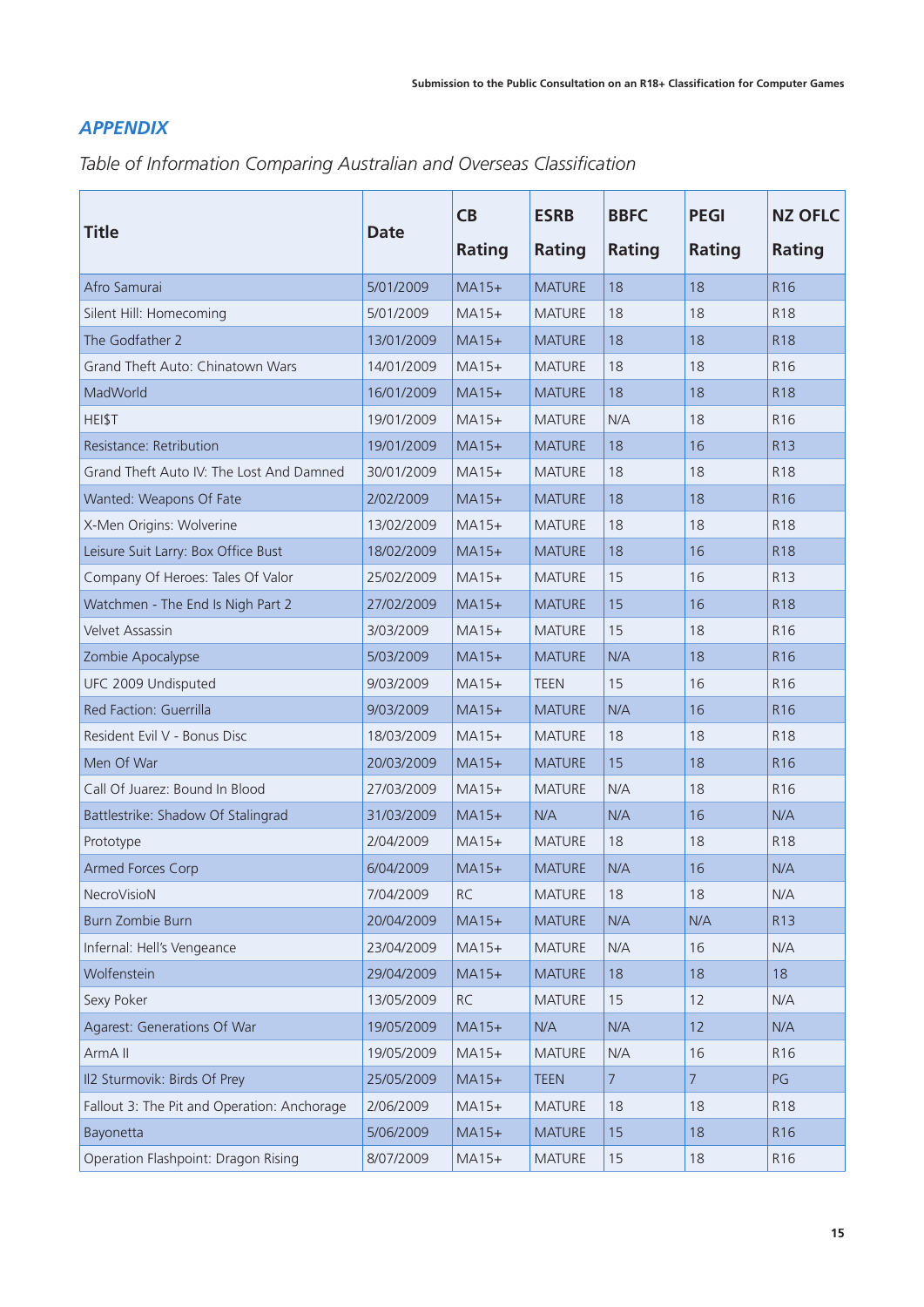## *APPENDIX*

*Table of Information Comparing Australian and Overseas Classification*

| Title | Date | CB Rating | ESRB Rating | BBFC Rating | PEGI Rating | NZ OFLC Rating |
|---|---|---|---|---|---|---|
| Afro Samurai | 5/01/2009 | MA15+ | MATURE | 18 | 18 | R16 |
| Silent Hill: Homecoming | 5/01/2009 | MA15+ | MATURE | 18 | 18 | R18 |
| The Godfather 2 | 13/01/2009 | MA15+ | MATURE | 18 | 18 | R18 |
| Grand Theft Auto: Chinatown Wars | 14/01/2009 | MA15+ | MATURE | 18 | 18 | R16 |
| MadWorld | 16/01/2009 | MA15+ | MATURE | 18 | 18 | R18 |
| HEI$T | 19/01/2009 | MA15+ | MATURE | N/A | 18 | R16 |
| Resistance: Retribution | 19/01/2009 | MA15+ | MATURE | 18 | 16 | R13 |
| Grand Theft Auto IV: The Lost And Damned | 30/01/2009 | MA15+ | MATURE | 18 | 18 | R18 |
| Wanted: Weapons Of Fate | 2/02/2009 | MA15+ | MATURE | 18 | 18 | R16 |
| X-Men Origins: Wolverine | 13/02/2009 | MA15+ | MATURE | 18 | 18 | R18 |
| Leisure Suit Larry: Box Office Bust | 18/02/2009 | MA15+ | MATURE | 18 | 16 | R18 |
| Company Of Heroes: Tales Of Valor | 25/02/2009 | MA15+ | MATURE | 15 | 16 | R13 |
| Watchmen - The End Is Nigh Part 2 | 27/02/2009 | MA15+ | MATURE | 15 | 16 | R18 |
| Velvet Assassin | 3/03/2009 | MA15+ | MATURE | 15 | 18 | R16 |
| Zombie Apocalypse | 5/03/2009 | MA15+ | MATURE | N/A | 18 | R16 |
| UFC 2009 Undisputed | 9/03/2009 | MA15+ | TEEN | 15 | 16 | R16 |
| Red Faction: Guerrilla | 9/03/2009 | MA15+ | MATURE | N/A | 16 | R16 |
| Resident Evil V - Bonus Disc | 18/03/2009 | MA15+ | MATURE | 18 | 18 | R18 |
| Men Of War | 20/03/2009 | MA15+ | MATURE | 15 | 18 | R16 |
| Call Of Juarez: Bound In Blood | 27/03/2009 | MA15+ | MATURE | N/A | 18 | R16 |
| Battlestrike: Shadow Of Stalingrad | 31/03/2009 | MA15+ | N/A | N/A | 16 | N/A |
| Prototype | 2/04/2009 | MA15+ | MATURE | 18 | 18 | R18 |
| Armed Forces Corp | 6/04/2009 | MA15+ | MATURE | N/A | 16 | N/A |
| NecroVisioN | 7/04/2009 | RC | MATURE | 18 | 18 | N/A |
| Burn Zombie Burn | 20/04/2009 | MA15+ | MATURE | N/A | N/A | R13 |
| Infernal: Hell's Vengeance | 23/04/2009 | MA15+ | MATURE | N/A | 16 | N/A |
| Wolfenstein | 29/04/2009 | MA15+ | MATURE | 18 | 18 | 18 |
| Sexy Poker | 13/05/2009 | RC | MATURE | 15 | 12 | N/A |
| Agarest: Generations Of War | 19/05/2009 | MA15+ | N/A | N/A | 12 | N/A |
| ArmA II | 19/05/2009 | MA15+ | MATURE | N/A | 16 | R16 |
| Il2 Sturmovik: Birds Of Prey | 25/05/2009 | MA15+ | TEEN | 7 | 7 | PG |
| Fallout 3: The Pit and Operation: Anchorage | 2/06/2009 | MA15+ | MATURE | 18 | 18 | R18 |
| Bayonetta | 5/06/2009 | MA15+ | MATURE | 15 | 18 | R16 |
| Operation Flashpoint: Dragon Rising | 8/07/2009 | MA15+ | MATURE | 15 | 18 | R16 |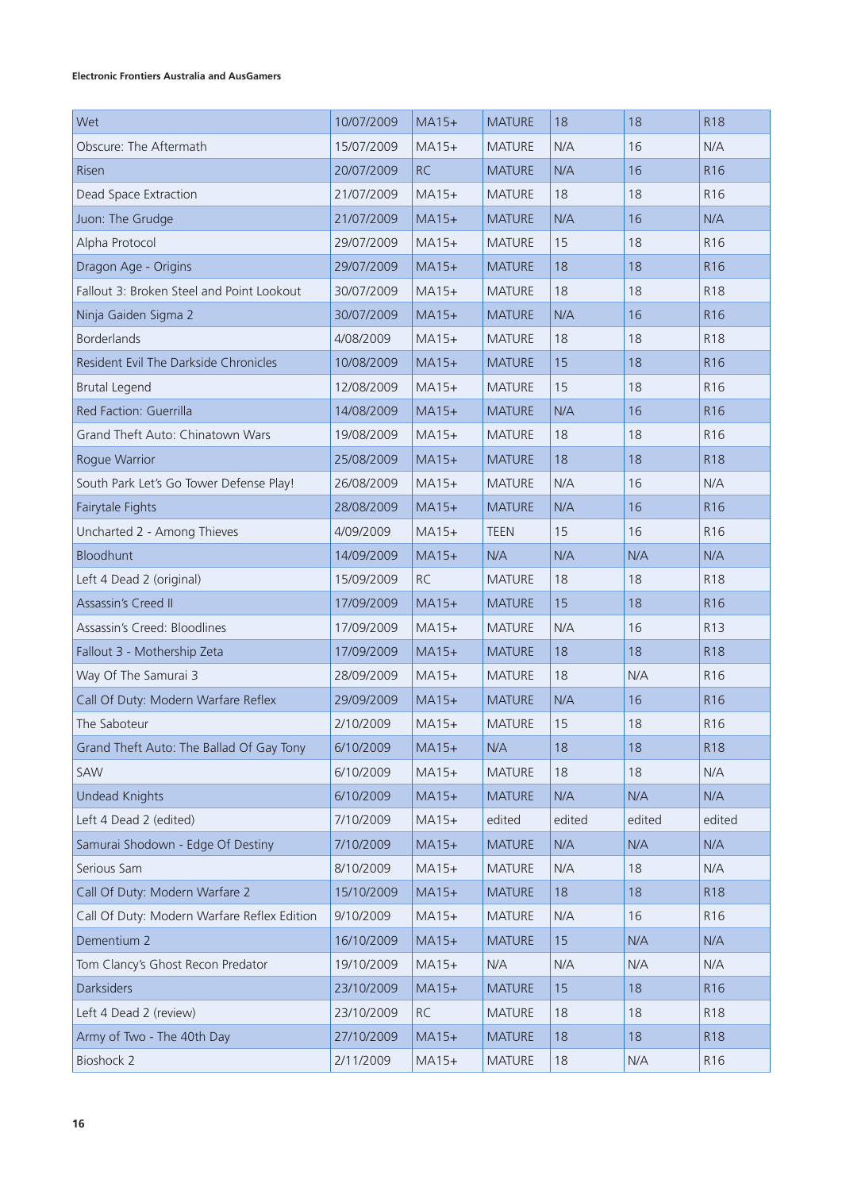| Wet | 10/07/2009 | MA15+ | MATURE | 18 | 18 | R18 |
|---|---|---|---|---|---|---|
| Obscure: The Aftermath | 15/07/2009 | MA15+ | MATURE | N/A | 16 | N/A |
| Risen | 20/07/2009 | RC | MATURE | N/A | 16 | R16 |
| Dead Space Extraction | 21/07/2009 | MA15+ | MATURE | 18 | 18 | R16 |
| Juon: The Grudge | 21/07/2009 | MA15+ | MATURE | N/A | 16 | N/A |
| Alpha Protocol | 29/07/2009 | MA15+ | MATURE | 15 | 18 | R16 |
| Dragon Age - Origins | 29/07/2009 | MA15+ | MATURE | 18 | 18 | R16 |
| Fallout 3: Broken Steel and Point Lookout | 30/07/2009 | MA15+ | MATURE | 18 | 18 | R18 |
| Ninja Gaiden Sigma 2 | 30/07/2009 | MA15+ | MATURE | N/A | 16 | R16 |
| Borderlands | 4/08/2009 | MA15+ | MATURE | 18 | 18 | R18 |
| Resident Evil The Darkside Chronicles | 10/08/2009 | MA15+ | MATURE | 15 | 18 | R16 |
| Brutal Legend | 12/08/2009 | MA15+ | MATURE | 15 | 18 | R16 |
| Red Faction: Guerrilla | 14/08/2009 | MA15+ | MATURE | N/A | 16 | R16 |
| Grand Theft Auto: Chinatown Wars | 19/08/2009 | MA15+ | MATURE | 18 | 18 | R16 |
| Rogue Warrior | 25/08/2009 | MA15+ | MATURE | 18 | 18 | R18 |
| South Park Let's Go Tower Defense Play! | 26/08/2009 | MA15+ | MATURE | N/A | 16 | N/A |
| Fairytale Fights | 28/08/2009 | MA15+ | MATURE | N/A | 16 | R16 |
| Uncharted 2 - Among Thieves | 4/09/2009 | MA15+ | TEEN | 15 | 16 | R16 |
| Bloodhunt | 14/09/2009 | MA15+ | N/A | N/A | N/A | N/A |
| Left 4 Dead 2 (original) | 15/09/2009 | RC | MATURE | 18 | 18 | R18 |
| Assassin's Creed II | 17/09/2009 | MA15+ | MATURE | 15 | 18 | R16 |
| Assassin's Creed: Bloodlines | 17/09/2009 | MA15+ | MATURE | N/A | 16 | R13 |
| Fallout 3 - Mothership Zeta | 17/09/2009 | MA15+ | MATURE | 18 | 18 | R18 |
| Way Of The Samurai 3 | 28/09/2009 | MA15+ | MATURE | 18 | N/A | R16 |
| Call Of Duty: Modern Warfare Reflex | 29/09/2009 | MA15+ | MATURE | N/A | 16 | R16 |
| The Saboteur | 2/10/2009 | MA15+ | MATURE | 15 | 18 | R16 |
| Grand Theft Auto: The Ballad Of Gay Tony | 6/10/2009 | MA15+ | N/A | 18 | 18 | R18 |
| SAW | 6/10/2009 | MA15+ | MATURE | 18 | 18 | N/A |
| Undead Knights | 6/10/2009 | MA15+ | MATURE | N/A | N/A | N/A |
| Left 4 Dead 2 (edited) | 7/10/2009 | MA15+ | edited | edited | edited | edited |
| Samurai Shodown - Edge Of Destiny | 7/10/2009 | MA15+ | MATURE | N/A | N/A | N/A |
| Serious Sam | 8/10/2009 | MA15+ | MATURE | N/A | 18 | N/A |
| Call Of Duty: Modern Warfare 2 | 15/10/2009 | MA15+ | MATURE | 18 | 18 | R18 |
| Call Of Duty: Modern Warfare Reflex Edition | 9/10/2009 | MA15+ | MATURE | N/A | 16 | R16 |
| Dementium 2 | 16/10/2009 | MA15+ | MATURE | 15 | N/A | N/A |
| Tom Clancy's Ghost Recon Predator | 19/10/2009 | MA15+ | N/A | N/A | N/A | N/A |
| Darksiders | 23/10/2009 | MA15+ | MATURE | 15 | 18 | R16 |
| Left 4 Dead 2 (review) | 23/10/2009 | RC | MATURE | 18 | 18 | R18 |
| Army of Two - The 40th Day | 27/10/2009 | MA15+ | MATURE | 18 | 18 | R18 |
| Bioshock 2 | 2/11/2009 | MA15+ | MATURE | 18 | N/A | R16 |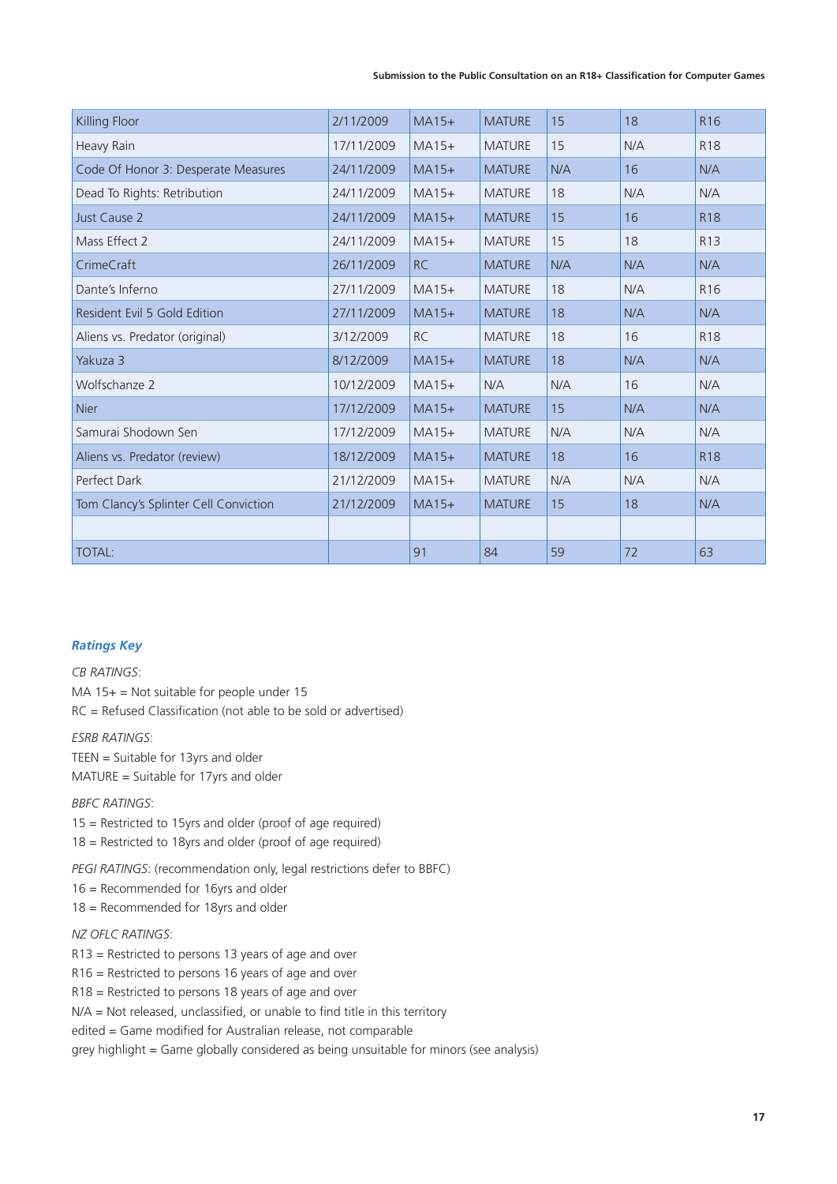| Killing Floor | 2/11/2009 | MA15+ | MATURE | 15 | 18 | R16 |
|---|---|---|---|---|---|---|
| Heavy Rain | 17/11/2009 | MA15+ | MATURE | 15 | N/A | R18 |
| Code Of Honor 3: Desperate Measures | 24/11/2009 | MA15+ | MATURE | N/A | 16 | N/A |
| Dead To Rights: Retribution | 24/11/2009 | MA15+ | MATURE | 18 | N/A | N/A |
| Just Cause 2 | 24/11/2009 | MA15+ | MATURE | 15 | 16 | R18 |
| Mass Effect 2 | 24/11/2009 | MA15+ | MATURE | 15 | 18 | R13 |
| CrimeCraft | 26/11/2009 | RC | MATURE | N/A | N/A | N/A |
| Dante's Inferno | 27/11/2009 | MA15+ | MATURE | 18 | N/A | R16 |
| Resident Evil 5 Gold Edition | 27/11/2009 | MA15+ | MATURE | 18 | N/A | N/A |
| Aliens vs. Predator (original) | 3/12/2009 | RC | MATURE | 18 | 16 | R18 |
| Yakuza 3 | 8/12/2009 | MA15+ | MATURE | 18 | N/A | N/A |
| Wolfschanze 2 | 10/12/2009 | MA15+ | N/A | N/A | 16 | N/A |
| Nier | 17/12/2009 | MA15+ | MATURE | 15 | N/A | N/A |
| Samurai Shodown Sen | 17/12/2009 | MA15+ | MATURE | N/A | N/A | N/A |
| Aliens vs. Predator (review) | 18/12/2009 | MA15+ | MATURE | 18 | 16 | R18 |
| Perfect Dark | 21/12/2009 | MA15+ | MATURE | N/A | N/A | N/A |
| Tom Clancy's Splinter Cell Conviction | 21/12/2009 | MA15+ | MATURE | 15 | 18 | N/A |
| | | | | | | |
| TOTAL: | | 91 | 84 | 59 | 72 | 63 |

### *Ratings Key*

*CB RATINGS*:
MA 15+ = Not suitable for people under 15
RC = Refused Classification (not able to be sold or advertised)

*ESRB RATINGS*:
TEEN = Suitable for 13yrs and older
MATURE = Suitable for 17yrs and older

*BBFC RATINGS*:
15 = Restricted to 15yrs and older (proof of age required)
18 = Restricted to 18yrs and older (proof of age required)

*PEGI RATINGS*: (recommendation only, legal restrictions defer to BBFC)
16 = Recommended for 16yrs and older
18 = Recommended for 18yrs and older

*NZ OFLC RATINGS*:
R13 = Restricted to persons 13 years of age and over
R16 = Restricted to persons 16 years of age and over
R18 = Restricted to persons 18 years of age and over
N/A = Not released, unclassified, or unable to find title in this territory
edited = Game modified for Australian release, not comparable
grey highlight = Game globally considered as being unsuitable for minors (see analysis)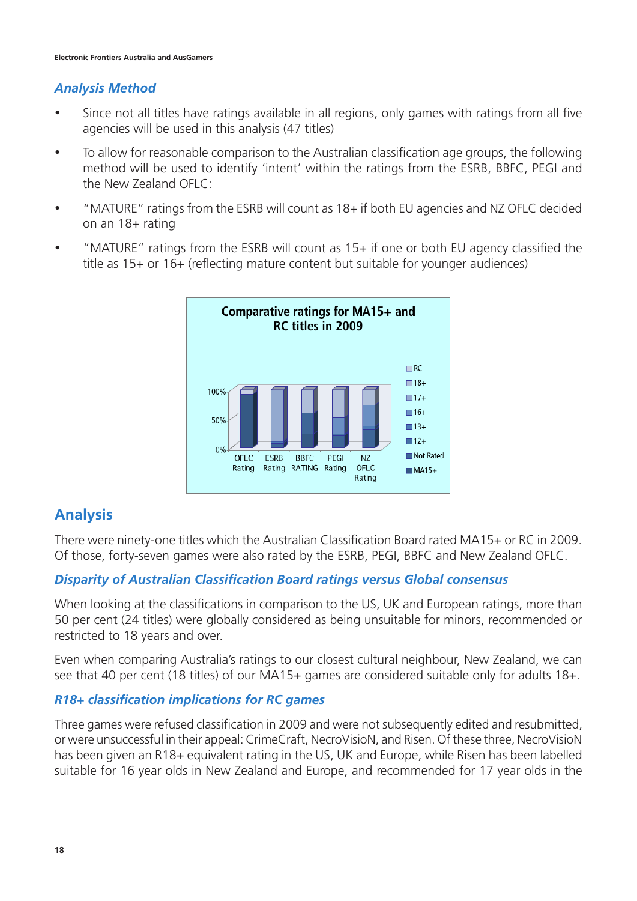## Analysis Method

- Since not all titles have ratings available in all regions, only games with ratings from all five agencies will be used in this analysis (47 titles)
- To allow for reasonable comparison to the Australian classification age groups, the following method will be used to identify 'intent' within the ratings from the ESRB, BBFC, PEGI and the New Zealand OFLC:
- "MATURE" ratings from the ESRB will count as 18+ if both EU agencies and NZ OFLC decided on an 18+ rating
- "MATURE" ratings from the ESRB will count as 15+ if one or both EU agency classified the title as 15+ or 16+ (reflecting mature content but suitable for younger audiences)

Comparative ratings for MA15+ and RC titles in 2009

100%
50%
0%

OFLC Rating | ESRB Rating | BBFC RATING | PEGI Rating | NZ OFLC Rating

RC
18+
17+
16+
13+
12+
Not Rated
MA15+

## Analysis

There were ninety-one titles which the Australian Classification Board rated MA15+ or RC in 2009. Of those, forty-seven games were also rated by the ESRB, PEGI, BBFC and New Zealand OFLC.

### Disparity of Australian Classification Board ratings versus Global consensus

When looking at the classifications in comparison to the US, UK and European ratings, more than 50 per cent (24 titles) were globally considered as being unsuitable for minors, recommended or restricted to 18 years and over.

Even when comparing Australia's ratings to our closest cultural neighbour, New Zealand, we can see that 40 per cent (18 titles) of our MA15+ games are considered suitable only for adults 18+.

### R18+ classification implications for RC games

Three games were refused classification in 2009 and were not subsequently edited and resubmitted, or were unsuccessful in their appeal: CrimeCraft, NecroVisioN, and Risen. Of these three, NecroVisioN has been given an R18+ equivalent rating in the US, UK and Europe, while Risen has been labelled suitable for 16 year olds in New Zealand and Europe, and recommended for 17 year olds in the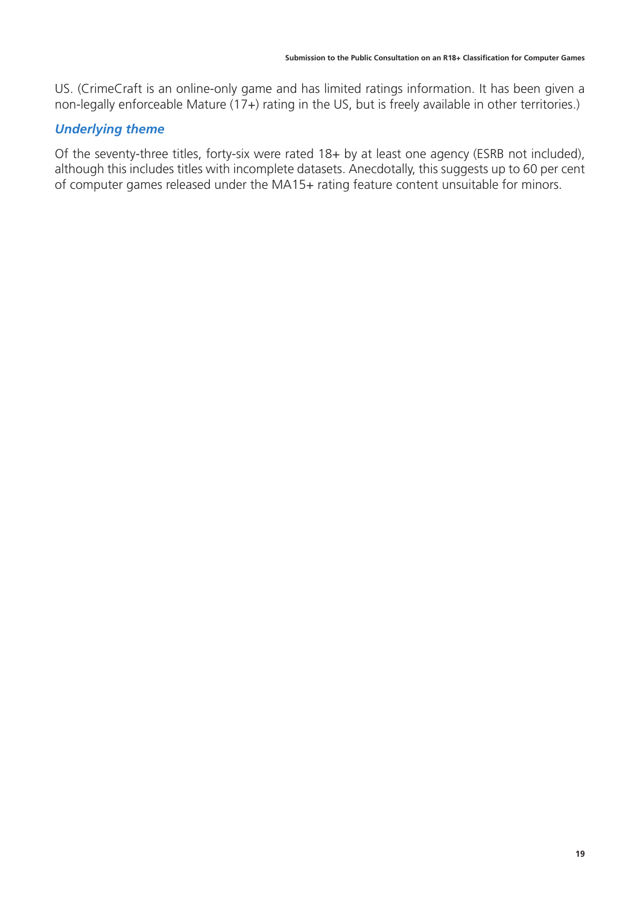US. (CrimeCraft is an online-only game and has limited ratings information. It has been given a non-legally enforceable Mature (17+) rating in the US, but is freely available in other territories.)

### *Underlying theme*

Of the seventy-three titles, forty-six were rated 18+ by at least one agency (ESRB not included), although this includes titles with incomplete datasets. Anecdotally, this suggests up to 60 per cent of computer games released under the MA15+ rating feature content unsuitable for minors.